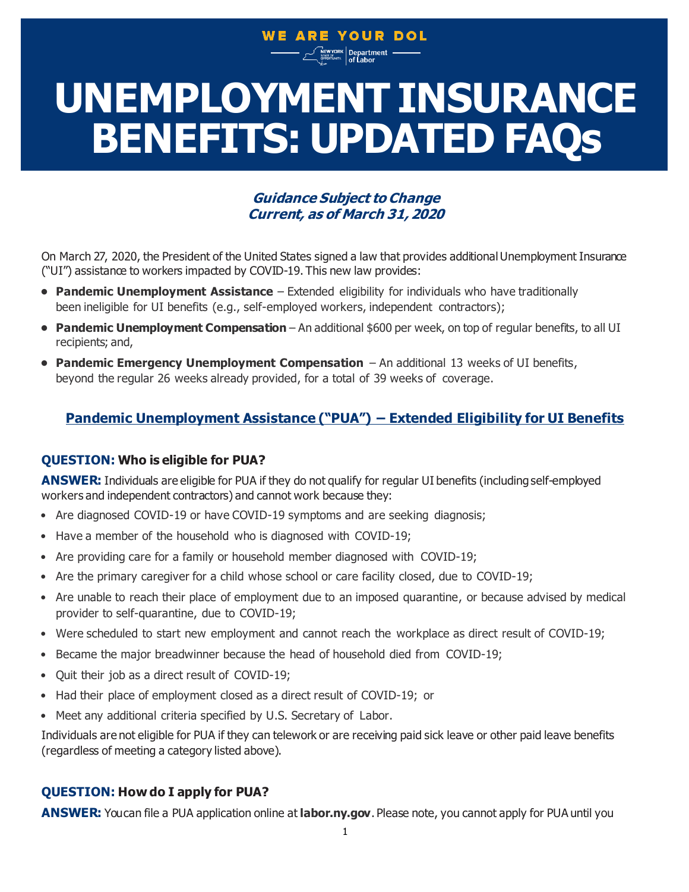WE ARE YOUR DOL

New York State of Opportunity | Department of Labor

# UNEMPLOYMENT INSURANCE BENEFITS: UPDATED FAQs

***Guidance Subject to Change***
***Current, as of March 31, 2020***

On March 27, 2020, the President of the United States signed a law that provides additional Unemployment Insurance ("UI") assistance to workers impacted by COVID-19. This new law provides:

- **Pandemic Unemployment Assistance** – Extended eligibility for individuals who have traditionally been ineligible for UI benefits (e.g., self-employed workers, independent contractors);
- **Pandemic Unemployment Compensation** – An additional $600 per week, on top of regular benefits, to all UI recipients; and,
- **Pandemic Emergency Unemployment Compensation** – An additional 13 weeks of UI benefits, beyond the regular 26 weeks already provided, for a total of 39 weeks of coverage.

## Pandemic Unemployment Assistance ("PUA") – Extended Eligibility for UI Benefits

### QUESTION: Who is eligible for PUA?

**ANSWER:** Individuals are eligible for PUA if they do not qualify for regular UI benefits (including self-employed workers and independent contractors) and cannot work because they:

- Are diagnosed COVID-19 or have COVID-19 symptoms and are seeking diagnosis;
- Have a member of the household who is diagnosed with COVID-19;
- Are providing care for a family or household member diagnosed with COVID-19;
- Are the primary caregiver for a child whose school or care facility closed, due to COVID-19;
- Are unable to reach their place of employment due to an imposed quarantine, or because advised by medical provider to self-quarantine, due to COVID-19;
- Were scheduled to start new employment and cannot reach the workplace as direct result of COVID-19;
- Became the major breadwinner because the head of household died from COVID-19;
- Quit their job as a direct result of COVID-19;
- Had their place of employment closed as a direct result of COVID-19; or
- Meet any additional criteria specified by U.S. Secretary of Labor.

Individuals are not eligible for PUA if they can telework or are receiving paid sick leave or other paid leave benefits (regardless of meeting a category listed above).

### QUESTION: How do I apply for PUA?

**ANSWER:** You can file a PUA application online at **labor.ny.gov**. Please note, you cannot apply for PUA until you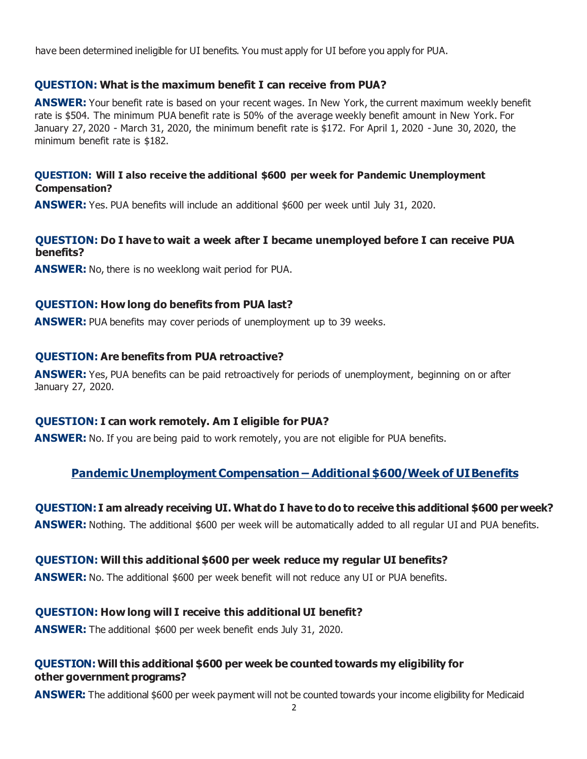have been determined ineligible for UI benefits. You must apply for UI before you apply for PUA.

**QUESTION: What is the maximum benefit I can receive from PUA?**

**ANSWER:** Your benefit rate is based on your recent wages. In New York, the current maximum weekly benefit rate is $504. The minimum PUA benefit rate is 50% of the average weekly benefit amount in New York. For January 27, 2020 - March 31, 2020, the minimum benefit rate is $172. For April 1, 2020 - June 30, 2020, the minimum benefit rate is $182.

**QUESTION: Will I also receive the additional $600 per week for Pandemic Unemployment Compensation?**

**ANSWER:** Yes. PUA benefits will include an additional $600 per week until July 31, 2020.

**QUESTION: Do I have to wait a week after I became unemployed before I can receive PUA benefits?**

**ANSWER:** No, there is no weeklong wait period for PUA.

**QUESTION: How long do benefits from PUA last?**

**ANSWER:** PUA benefits may cover periods of unemployment up to 39 weeks.

**QUESTION: Are benefits from PUA retroactive?**

**ANSWER:** Yes, PUA benefits can be paid retroactively for periods of unemployment, beginning on or after January 27, 2020.

**QUESTION: I can work remotely. Am I eligible for PUA?**

**ANSWER:** No. If you are being paid to work remotely, you are not eligible for PUA benefits.

## Pandemic Unemployment Compensation – Additional $600/Week of UI Benefits

**QUESTION: I am already receiving UI. What do I have to do to receive this additional $600 per week?**

**ANSWER:** Nothing. The additional $600 per week will be automatically added to all regular UI and PUA benefits.

**QUESTION: Will this additional $600 per week reduce my regular UI benefits?**

**ANSWER:** No. The additional $600 per week benefit will not reduce any UI or PUA benefits.

**QUESTION: How long will I receive this additional UI benefit?**

**ANSWER:** The additional $600 per week benefit ends July 31, 2020.

**QUESTION: Will this additional $600 per week be counted towards my eligibility for other government programs?**

**ANSWER:** The additional $600 per week payment will not be counted towards your income eligibility for Medicaid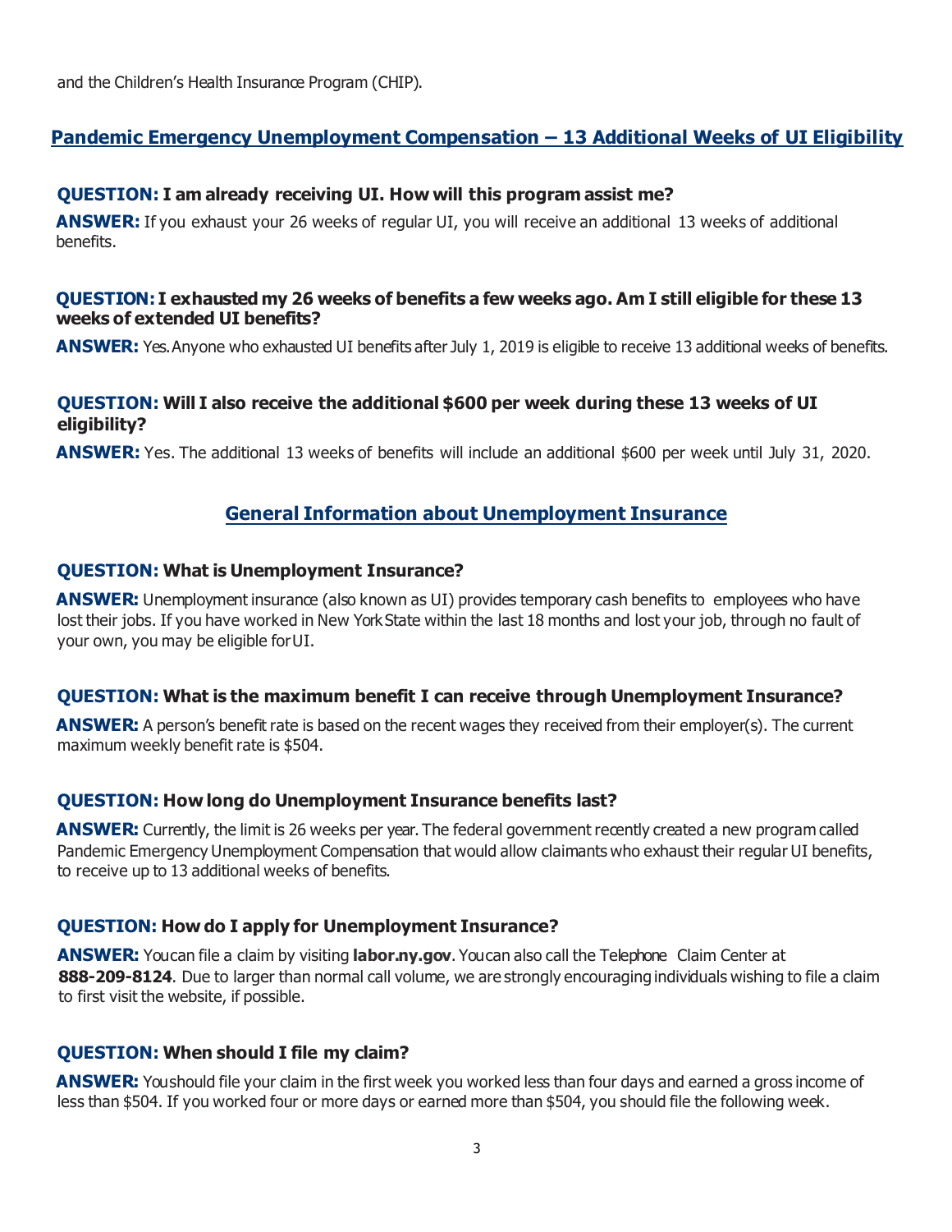and the Children's Health Insurance Program (CHIP).

## Pandemic Emergency Unemployment Compensation – 13 Additional Weeks of UI Eligibility

**QUESTION: I am already receiving UI. How will this program assist me?**

**ANSWER:** If you exhaust your 26 weeks of regular UI, you will receive an additional 13 weeks of additional benefits.

**QUESTION: I exhausted my 26 weeks of benefits a few weeks ago. Am I still eligible for these 13 weeks of extended UI benefits?**

**ANSWER:** Yes. Anyone who exhausted UI benefits after July 1, 2019 is eligible to receive 13 additional weeks of benefits.

**QUESTION: Will I also receive the additional $600 per week during these 13 weeks of UI eligibility?**

**ANSWER:** Yes. The additional 13 weeks of benefits will include an additional $600 per week until July 31, 2020.

## General Information about Unemployment Insurance

**QUESTION: What is Unemployment Insurance?**

**ANSWER:** Unemployment insurance (also known as UI) provides temporary cash benefits to employees who have lost their jobs. If you have worked in New York State within the last 18 months and lost your job, through no fault of your own, you may be eligible for UI.

**QUESTION: What is the maximum benefit I can receive through Unemployment Insurance?**

**ANSWER:** A person's benefit rate is based on the recent wages they received from their employer(s). The current maximum weekly benefit rate is $504.

**QUESTION: How long do Unemployment Insurance benefits last?**

**ANSWER:** Currently, the limit is 26 weeks per year. The federal government recently created a new program called Pandemic Emergency Unemployment Compensation that would allow claimants who exhaust their regular UI benefits, to receive up to 13 additional weeks of benefits.

**QUESTION: How do I apply for Unemployment Insurance?**

**ANSWER:** You can file a claim by visiting **labor.ny.gov**. You can also call the Telephone Claim Center at **888-209-8124**. Due to larger than normal call volume, we are strongly encouraging individuals wishing to file a claim to first visit the website, if possible.

**QUESTION: When should I file my claim?**

**ANSWER:** You should file your claim in the first week you worked less than four days and earned a gross income of less than $504. If you worked four or more days or earned more than $504, you should file the following week.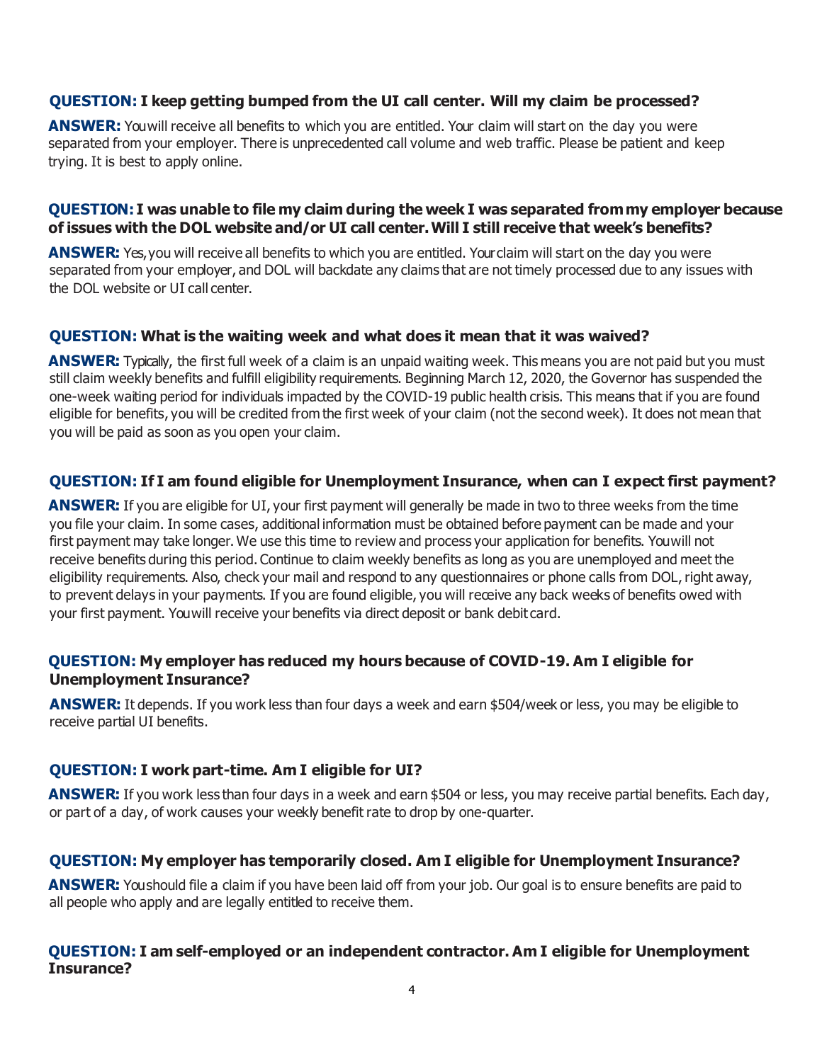**QUESTION: I keep getting bumped from the UI call center. Will my claim be processed?**

**ANSWER:** You will receive all benefits to which you are entitled. Your claim will start on the day you were separated from your employer. There is unprecedented call volume and web traffic. Please be patient and keep trying. It is best to apply online.

**QUESTION: I was unable to file my claim during the week I was separated from my employer because of issues with the DOL website and/or UI call center. Will I still receive that week's benefits?**

**ANSWER:** Yes, you will receive all benefits to which you are entitled. Your claim will start on the day you were separated from your employer, and DOL will backdate any claims that are not timely processed due to any issues with the DOL website or UI call center.

**QUESTION: What is the waiting week and what does it mean that it was waived?**

**ANSWER:** Typically, the first full week of a claim is an unpaid waiting week. This means you are not paid but you must still claim weekly benefits and fulfill eligibility requirements. Beginning March 12, 2020, the Governor has suspended the one-week waiting period for individuals impacted by the COVID-19 public health crisis. This means that if you are found eligible for benefits, you will be credited from the first week of your claim (not the second week). It does not mean that you will be paid as soon as you open your claim.

**QUESTION: If I am found eligible for Unemployment Insurance, when can I expect first payment?**

**ANSWER:** If you are eligible for UI, your first payment will generally be made in two to three weeks from the time you file your claim. In some cases, additional information must be obtained before payment can be made and your first payment may take longer. We use this time to review and process your application for benefits. You will not receive benefits during this period. Continue to claim weekly benefits as long as you are unemployed and meet the eligibility requirements. Also, check your mail and respond to any questionnaires or phone calls from DOL, right away, to prevent delays in your payments. If you are found eligible, you will receive any back weeks of benefits owed with your first payment. You will receive your benefits via direct deposit or bank debit card.

**QUESTION: My employer has reduced my hours because of COVID-19. Am I eligible for Unemployment Insurance?**

**ANSWER:** It depends. If you work less than four days a week and earn $504/week or less, you may be eligible to receive partial UI benefits.

**QUESTION: I work part-time. Am I eligible for UI?**

**ANSWER:** If you work less than four days in a week and earn $504 or less, you may receive partial benefits. Each day, or part of a day, of work causes your weekly benefit rate to drop by one-quarter.

**QUESTION: My employer has temporarily closed. Am I eligible for Unemployment Insurance?**

**ANSWER:** You should file a claim if you have been laid off from your job. Our goal is to ensure benefits are paid to all people who apply and are legally entitled to receive them.

**QUESTION: I am self-employed or an independent contractor. Am I eligible for Unemployment Insurance?**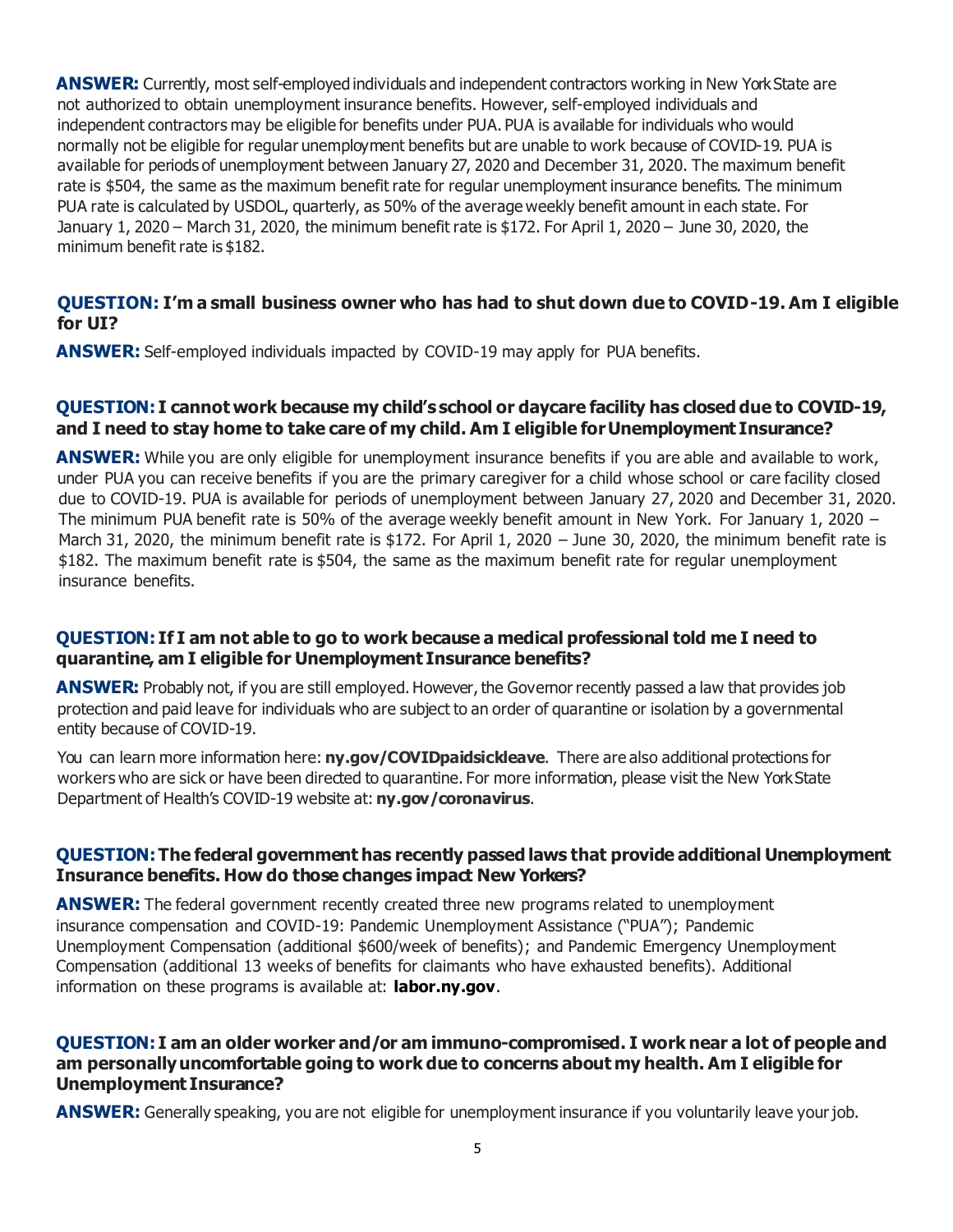**ANSWER:** Currently, most self-employed individuals and independent contractors working in New York State are not authorized to obtain unemployment insurance benefits. However, self-employed individuals and independent contractors may be eligible for benefits under PUA. PUA is available for individuals who would normally not be eligible for regular unemployment benefits but are unable to work because of COVID-19. PUA is available for periods of unemployment between January 27, 2020 and December 31, 2020. The maximum benefit rate is $504, the same as the maximum benefit rate for regular unemployment insurance benefits. The minimum PUA rate is calculated by USDOL, quarterly, as 50% of the average weekly benefit amount in each state. For January 1, 2020 – March 31, 2020, the minimum benefit rate is $172. For April 1, 2020 – June 30, 2020, the minimum benefit rate is $182.

**QUESTION: I'm a small business owner who has had to shut down due to COVID-19. Am I eligible for UI?**

**ANSWER:** Self-employed individuals impacted by COVID-19 may apply for PUA benefits.

**QUESTION: I cannot work because my child's school or daycare facility has closed due to COVID-19, and I need to stay home to take care of my child. Am I eligible for Unemployment Insurance?**

**ANSWER:** While you are only eligible for unemployment insurance benefits if you are able and available to work, under PUA you can receive benefits if you are the primary caregiver for a child whose school or care facility closed due to COVID-19. PUA is available for periods of unemployment between January 27, 2020 and December 31, 2020. The minimum PUA benefit rate is 50% of the average weekly benefit amount in New York. For January 1, 2020 – March 31, 2020, the minimum benefit rate is $172. For April 1, 2020 – June 30, 2020, the minimum benefit rate is $182. The maximum benefit rate is $504, the same as the maximum benefit rate for regular unemployment insurance benefits.

**QUESTION: If I am not able to go to work because a medical professional told me I need to quarantine, am I eligible for Unemployment Insurance benefits?**

**ANSWER:** Probably not, if you are still employed. However, the Governor recently passed a law that provides job protection and paid leave for individuals who are subject to an order of quarantine or isolation by a governmental entity because of COVID-19.

You can learn more information here: **ny.gov/COVIDpaidsickleave**. There are also additional protections for workers who are sick or have been directed to quarantine. For more information, please visit the New York State Department of Health's COVID-19 website at: **ny.gov/coronavirus**.

**QUESTION: The federal government has recently passed laws that provide additional Unemployment Insurance benefits. How do those changes impact New Yorkers?**

**ANSWER:** The federal government recently created three new programs related to unemployment insurance compensation and COVID-19: Pandemic Unemployment Assistance ("PUA"); Pandemic Unemployment Compensation (additional $600/week of benefits); and Pandemic Emergency Unemployment Compensation (additional 13 weeks of benefits for claimants who have exhausted benefits). Additional information on these programs is available at: **labor.ny.gov**.

**QUESTION: I am an older worker and/or am immuno-compromised. I work near a lot of people and am personally uncomfortable going to work due to concerns about my health. Am I eligible for Unemployment Insurance?**

**ANSWER:** Generally speaking, you are not eligible for unemployment insurance if you voluntarily leave your job.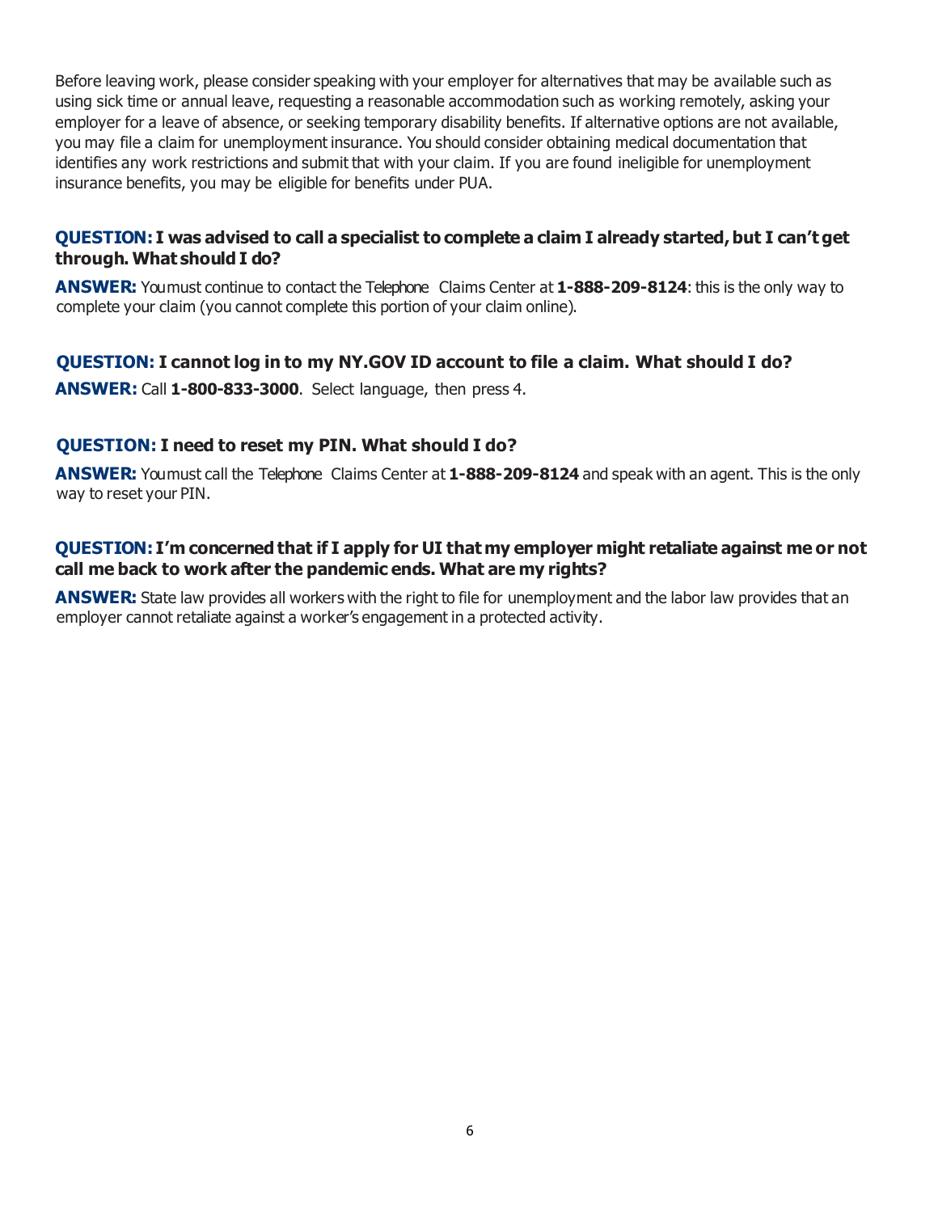Before leaving work, please consider speaking with your employer for alternatives that may be available such as using sick time or annual leave, requesting a reasonable accommodation such as working remotely, asking your employer for a leave of absence, or seeking temporary disability benefits. If alternative options are not available, you may file a claim for unemployment insurance. You should consider obtaining medical documentation that identifies any work restrictions and submit that with your claim. If you are found ineligible for unemployment insurance benefits, you may be eligible for benefits under PUA.

### QUESTION: I was advised to call a specialist to complete a claim I already started, but I can't get through. What should I do?

**ANSWER:** You must continue to contact the Telephone Claims Center at **1-888-209-8124**: this is the only way to complete your claim (you cannot complete this portion of your claim online).

### QUESTION: I cannot log in to my NY.GOV ID account to file a claim. What should I do?

**ANSWER:** Call **1-800-833-3000**. Select language, then press 4.

### QUESTION: I need to reset my PIN. What should I do?

**ANSWER:** You must call the Telephone Claims Center at **1-888-209-8124** and speak with an agent. This is the only way to reset your PIN.

### QUESTION: I'm concerned that if I apply for UI that my employer might retaliate against me or not call me back to work after the pandemic ends. What are my rights?

**ANSWER:** State law provides all workers with the right to file for unemployment and the labor law provides that an employer cannot retaliate against a worker's engagement in a protected activity.